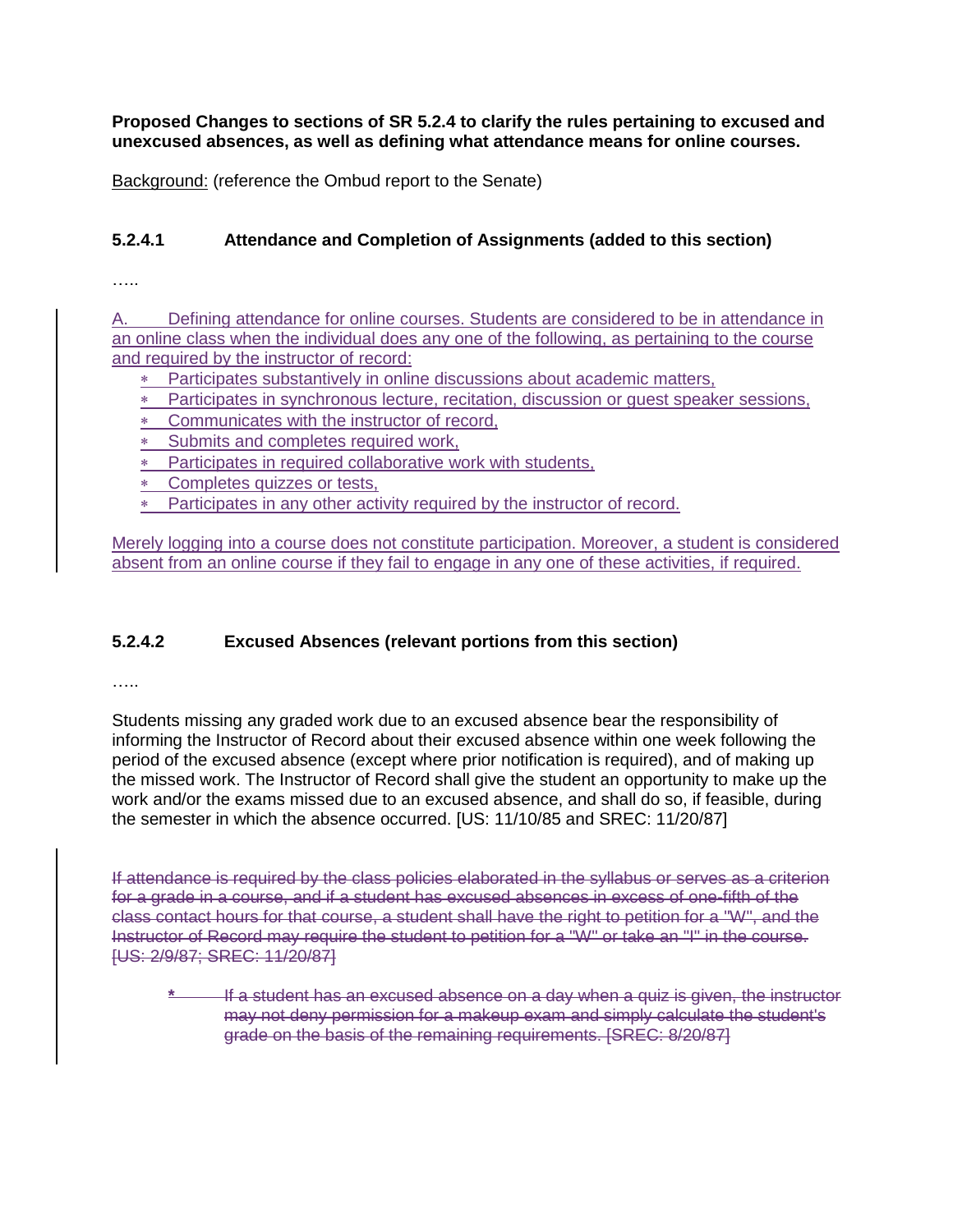**Proposed Changes to sections of SR 5.2.4 to clarify the rules pertaining to excused and unexcused absences, as well as defining what attendance means for online courses.**

Background: (reference the Ombud report to the Senate)

### 5.2.4.1 Attendance and Completion of Assignments (added to this section)

…..

A. Defining attendance for online courses. Students are considered to be in attendance in an online class when the individual does any one of the following, as pertaining to the course and required by the instructor of record:

- Participates substantively in online discussions about academic matters,
- Participates in synchronous lecture, recitation, discussion or guest speaker sessions,
- Communicates with the instructor of record,
- Submits and completes required work,
- Participates in required collaborative work with students,
- Completes quizzes or tests,
- Participates in any other activity required by the instructor of record.

Merely logging into a course does not constitute participation. Moreover, a student is considered absent from an online course if they fail to engage in any one of these activities, if required.

### 5.2.4.2 Excused Absences (relevant portions from this section)

…..

Students missing any graded work due to an excused absence bear the responsibility of informing the Instructor of Record about their excused absence within one week following the period of the excused absence (except where prior notification is required), and of making up the missed work. The Instructor of Record shall give the student an opportunity to make up the work and/or the exams missed due to an excused absence, and shall do so, if feasible, during the semester in which the absence occurred. [US: 11/10/85 and SREC: 11/20/87]

~~If attendance is required by the class policies elaborated in the syllabus or serves as a criterion for a grade in a course, and if a student has excused absences in excess of one-fifth of the class contact hours for that course, a student shall have the right to petition for a "W", and the Instructor of Record may require the student to petition for a "W" or take an "I" in the course. [US: 2/9/87; SREC: 11/20/87]~~

- ~~If a student has an excused absence on a day when a quiz is given, the instructor may not deny permission for a makeup exam and simply calculate the student's grade on the basis of the remaining requirements. [SREC: 8/20/87]~~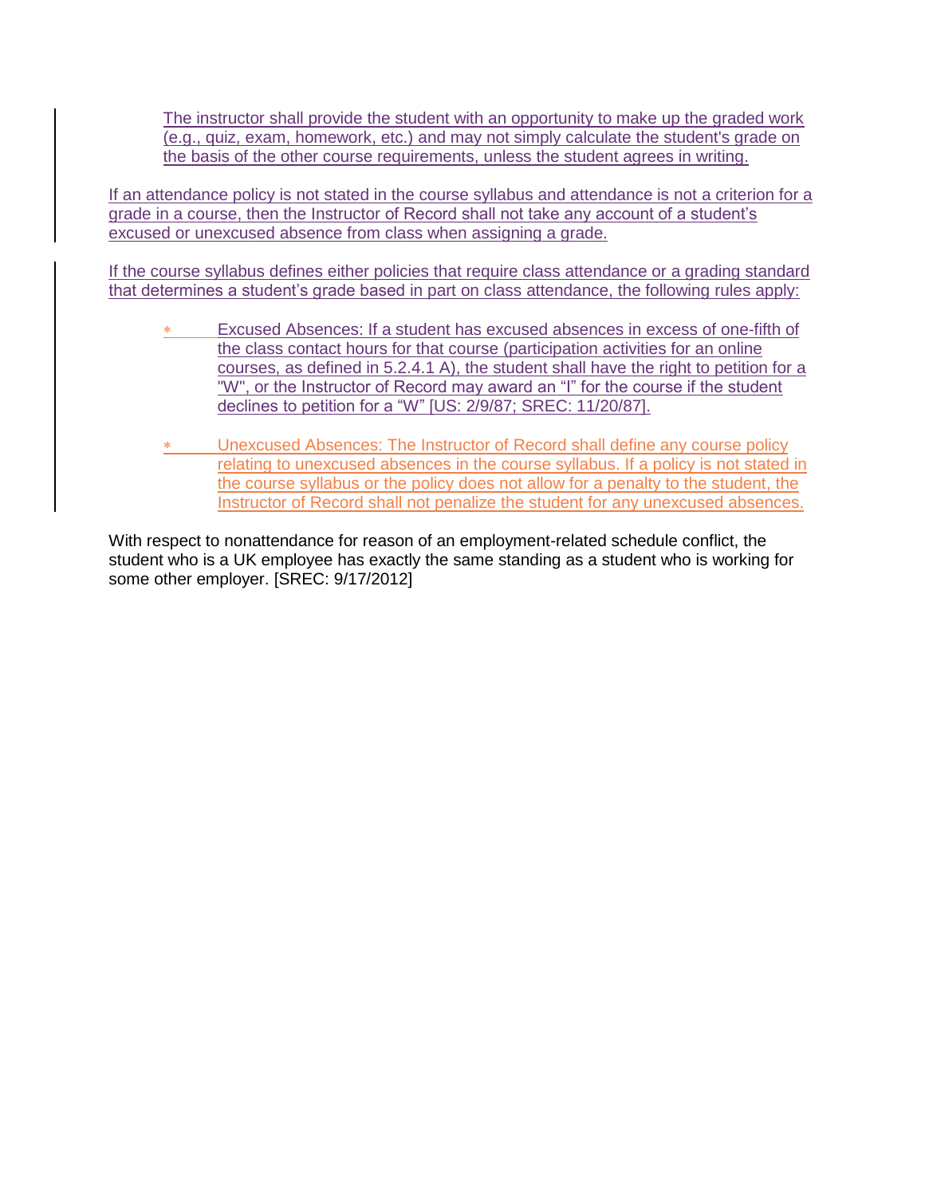The instructor shall provide the student with an opportunity to make up the graded work (e.g., quiz, exam, homework, etc.) and may not simply calculate the student's grade on the basis of the other course requirements, unless the student agrees in writing.

If an attendance policy is not stated in the course syllabus and attendance is not a criterion for a grade in a course, then the Instructor of Record shall not take any account of a student's excused or unexcused absence from class when assigning a grade.

If the course syllabus defines either policies that require class attendance or a grading standard that determines a student's grade based in part on class attendance, the following rules apply:

* Excused Absences: If a student has excused absences in excess of one-fifth of the class contact hours for that course (participation activities for an online courses, as defined in 5.2.4.1 A), the student shall have the right to petition for a "W", or the Instructor of Record may award an "I" for the course if the student declines to petition for a "W" [US: 2/9/87; SREC: 11/20/87].

* Unexcused Absences: The Instructor of Record shall define any course policy relating to unexcused absences in the course syllabus. If a policy is not stated in the course syllabus or the policy does not allow for a penalty to the student, the Instructor of Record shall not penalize the student for any unexcused absences.

With respect to nonattendance for reason of an employment-related schedule conflict, the student who is a UK employee has exactly the same standing as a student who is working for some other employer. [SREC: 9/17/2012]